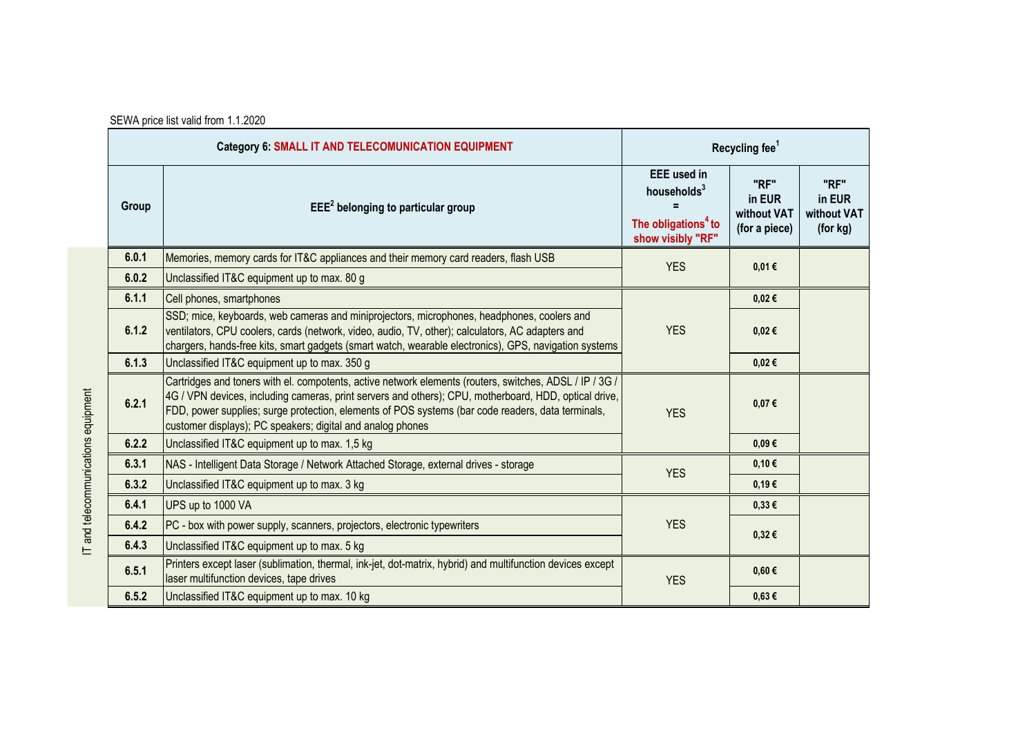SEWA price list valid from 1.1.2020

| | Category 6: SMALL IT AND TELECOMUNICATION EQUIPMENT | | Recycling fee[1] | | |
|---|---|---|---|---|---|
| | Group | EEE[2] belonging to particular group | EEE used in households[3] = The obligations[4] to show visibly "RF" | "RF" in EUR without VAT (for a piece) | "RF" in EUR without VAT (for kg) |
| IT and telecommunications equipment | 6.0.1 | Memories, memory cards for IT&C appliances and their memory card readers, flash USB | YES | 0,01 € | |
| | 6.0.2 | Unclassified IT&C equipment up to max. 80 g | | | |
| | 6.1.1 | Cell phones, smartphones | YES | 0,02 € | |
| | 6.1.2 | SSD; mice, keyboards, web cameras and miniprojectors, microphones, headphones, coolers and ventilators, CPU coolers, cards (network, video, audio, TV, other); calculators, AC adapters and chargers, hands-free kits, smart gadgets (smart watch, wearable electronics), GPS, navigation systems | | 0,02 € | |
| | 6.1.3 | Unclassified IT&C equipment up to max. 350 g | | 0,02 € | |
| | 6.2.1 | Cartridges and toners with el. compotents, active network elements (routers, switches, ADSL / IP / 3G / 4G / VPN devices, including cameras, print servers and others); CPU, motherboard, HDD, optical drive, FDD, power supplies; surge protection, elements of POS systems (bar code readers, data terminals, customer displays); PC speakers; digital and analog phones | YES | 0,07 € | |
| | 6.2.2 | Unclassified IT&C equipment up to max. 1,5 kg | | 0,09 € | |
| | 6.3.1 | NAS - Intelligent Data Storage / Network Attached Storage, external drives - storage | YES | 0,10 € | |
| | 6.3.2 | Unclassified IT&C equipment up to max. 3 kg | | 0,19 € | |
| | 6.4.1 | UPS up to 1000 VA | YES | 0,33 € | |
| | 6.4.2 | PC - box with power supply, scanners, projectors, electronic typewriters | | 0,32 € | |
| | 6.4.3 | Unclassified IT&C equipment up to max. 5 kg | | | |
| | 6.5.1 | Printers except laser (sublimation, thermal, ink-jet, dot-matrix, hybrid) and multifunction devices except laser multifunction devices, tape drives | YES | 0,60 € | |
| | 6.5.2 | Unclassified IT&C equipment up to max. 10 kg | | 0,63 € | |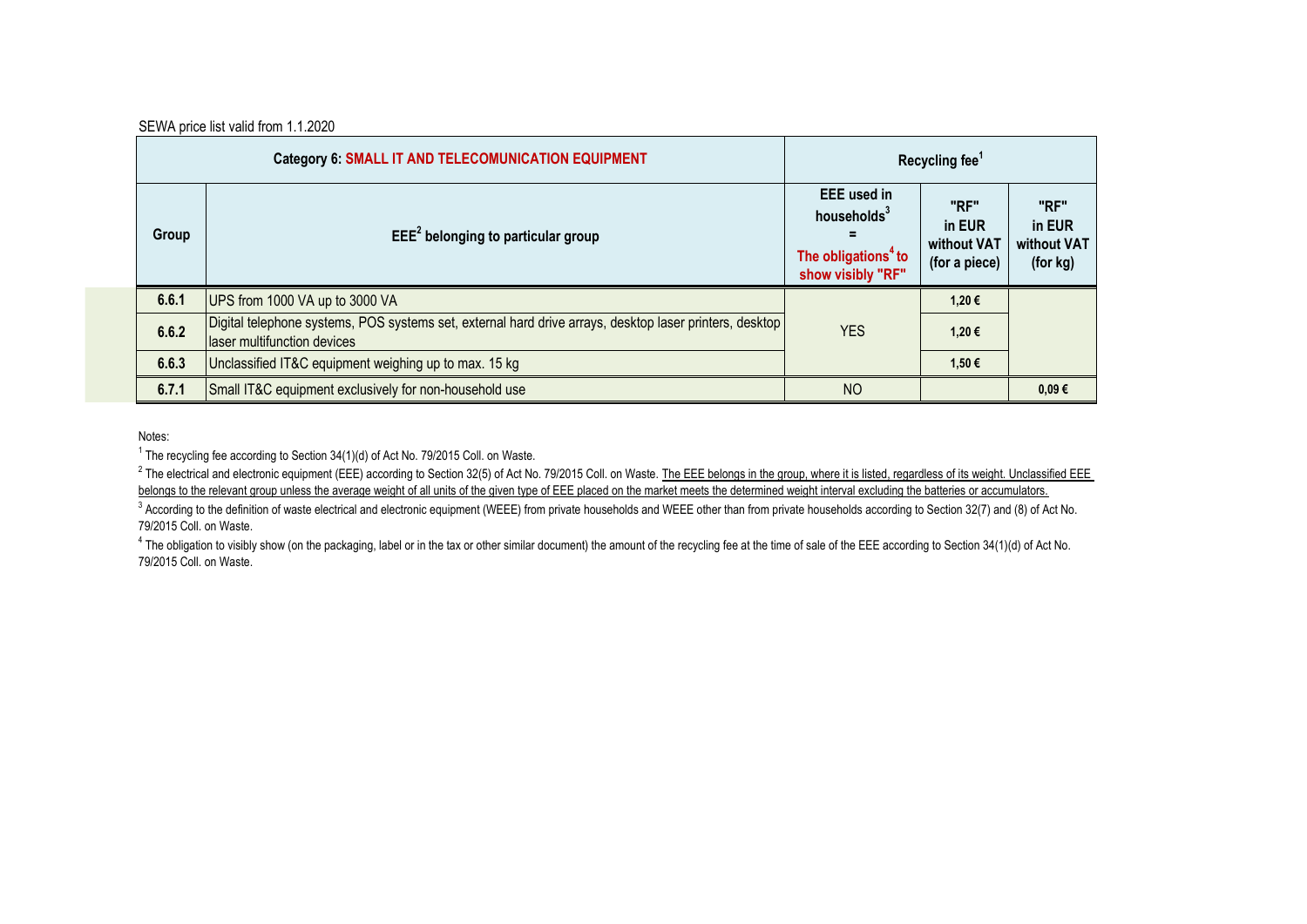SEWA price list valid from 1.1.2020

| Category 6: SMALL IT AND TELECOMUNICATION EQUIPMENT | | Recycling fee[1] | | |
|---|---|---|---|---|
| Group | EEE[2] belonging to particular group | EEE used in households[3] = The obligations[4] to show visibly "RF" | "RF" in EUR without VAT (for a piece) | "RF" in EUR without VAT (for kg) |
| 6.6.1 | UPS from 1000 VA up to 3000 VA | YES | 1,20 € | |
| 6.6.2 | Digital telephone systems, POS systems set, external hard drive arrays, desktop laser printers, desktop laser multifunction devices | YES | 1,20 € | |
| 6.6.3 | Unclassified IT&C equipment weighing up to max. 15 kg | YES | 1,50 € | |
| 6.7.1 | Small IT&C equipment exclusively for non-household use | NO | | 0,09 € |

Notes:

[1] The recycling fee according to Section 34(1)(d) of Act No. 79/2015 Coll. on Waste.

[2] The electrical and electronic equipment (EEE) according to Section 32(5) of Act No. 79/2015 Coll. on Waste. The EEE belongs in the group, where it is listed, regardless of its weight. Unclassified EEE belongs to the relevant group unless the average weight of all units of the given type of EEE placed on the market meets the determined weight interval excluding the batteries or accumulators.

[3] According to the definition of waste electrical and electronic equipment (WEEE) from private households and WEEE other than from private households according to Section 32(7) and (8) of Act No. 79/2015 Coll. on Waste.

[4] The obligation to visibly show (on the packaging, label or in the tax or other similar document) the amount of the recycling fee at the time of sale of the EEE according to Section 34(1)(d) of Act No. 79/2015 Coll. on Waste.